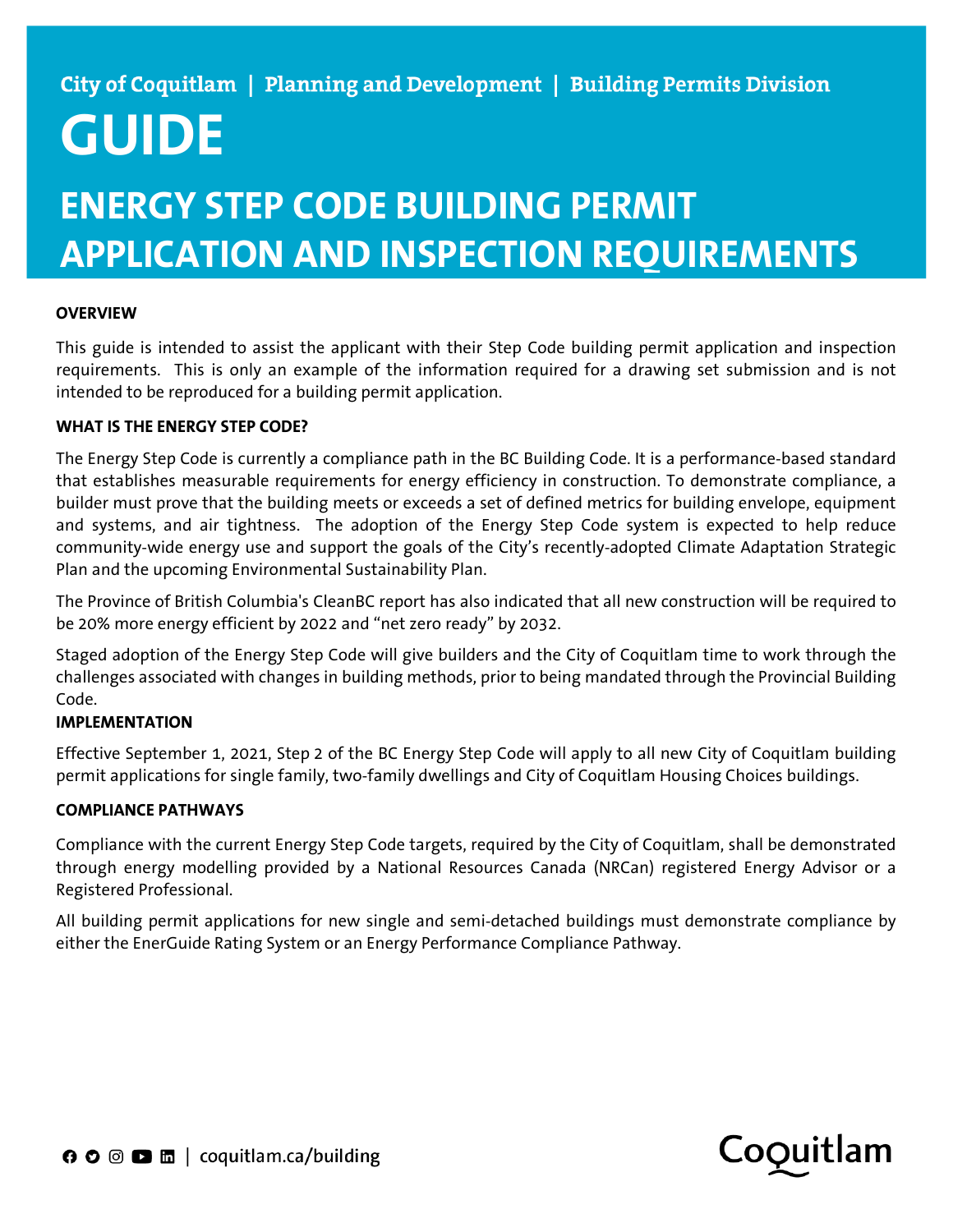City of Coquitlam | Planning and Development | Building Permits Division

# GUIDE

## ENERGY STEP CODE BUILDING PERMIT APPLICATION AND INSPECTION REQUIREMENTS

**OVERVIEW**

This guide is intended to assist the applicant with their Step Code building permit application and inspection requirements. This is only an example of the information required for a drawing set submission and is not intended to be reproduced for a building permit application.

**WHAT IS THE ENERGY STEP CODE?**

The Energy Step Code is currently a compliance path in the BC Building Code. It is a performance-based standard that establishes measurable requirements for energy efficiency in construction. To demonstrate compliance, a builder must prove that the building meets or exceeds a set of defined metrics for building envelope, equipment and systems, and air tightness. The adoption of the Energy Step Code system is expected to help reduce community-wide energy use and support the goals of the City's recently-adopted Climate Adaptation Strategic Plan and the upcoming Environmental Sustainability Plan.

The Province of British Columbia's CleanBC report has also indicated that all new construction will be required to be 20% more energy efficient by 2022 and "net zero ready" by 2032.

Staged adoption of the Energy Step Code will give builders and the City of Coquitlam time to work through the challenges associated with changes in building methods, prior to being mandated through the Provincial Building Code.

**IMPLEMENTATION**

Effective September 1, 2021, Step 2 of the BC Energy Step Code will apply to all new City of Coquitlam building permit applications for single family, two-family dwellings and City of Coquitlam Housing Choices buildings.

**COMPLIANCE PATHWAYS**

Compliance with the current Energy Step Code targets, required by the City of Coquitlam, shall be demonstrated through energy modelling provided by a National Resources Canada (NRCan) registered Energy Advisor or a Registered Professional.

All building permit applications for new single and semi-detached buildings must demonstrate compliance by either the EnerGuide Rating System or an Energy Performance Compliance Pathway.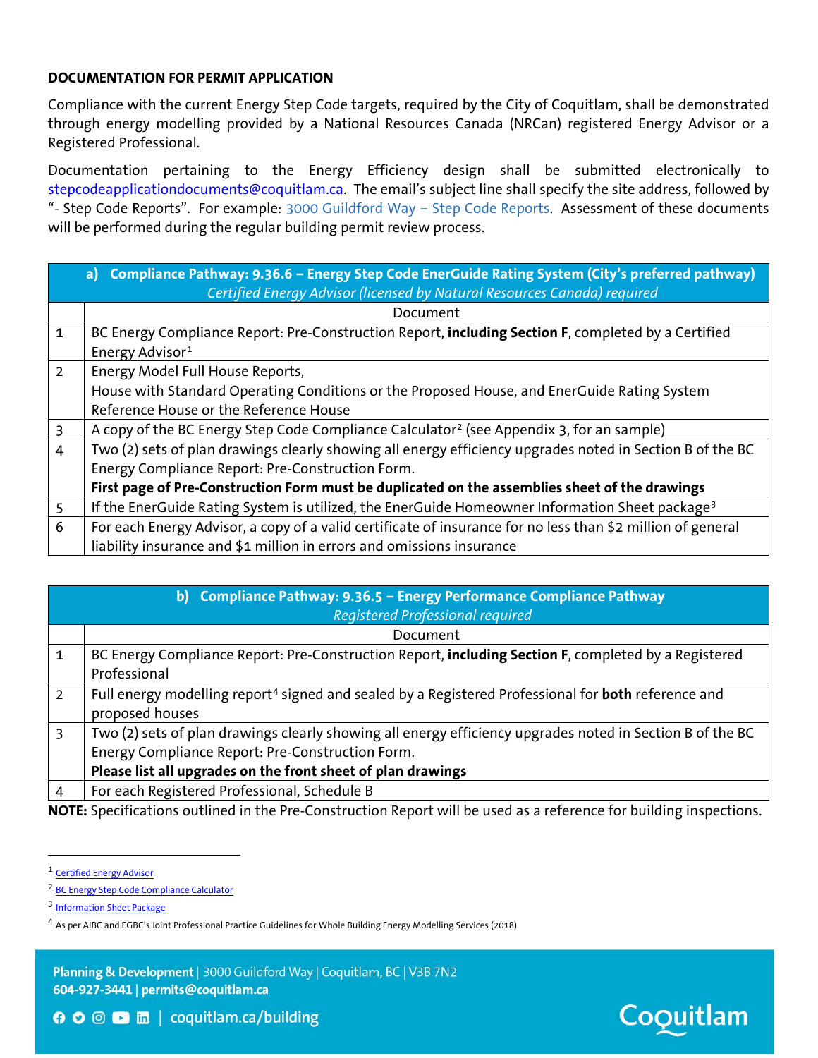**DOCUMENTATION FOR PERMIT APPLICATION**

Compliance with the current Energy Step Code targets, required by the City of Coquitlam, shall be demonstrated through energy modelling provided by a National Resources Canada (NRCan) registered Energy Advisor or a Registered Professional.

Documentation pertaining to the Energy Efficiency design shall be submitted electronically to stepcodeapplicationdocuments@coquitlam.ca. The email's subject line shall specify the site address, followed by "- Step Code Reports". For example: 3000 Guildford Way – Step Code Reports. Assessment of these documents will be performed during the regular building permit review process.

| **a) Compliance Pathway: 9.36.6 – Energy Step Code EnerGuide Rating System (City's preferred pathway)** *Certified Energy Advisor (licensed by Natural Resources Canada) required* | |
|---|---|
| | Document |
| 1 | BC Energy Compliance Report: Pre-Construction Report, **including Section F**, completed by a Certified Energy Advisor[1] |
| 2 | Energy Model Full House Reports, House with Standard Operating Conditions or the Proposed House, and EnerGuide Rating System Reference House or the Reference House |
| 3 | A copy of the BC Energy Step Code Compliance Calculator[2] (see Appendix 3, for an sample) |
| 4 | Two (2) sets of plan drawings clearly showing all energy efficiency upgrades noted in Section B of the BC Energy Compliance Report: Pre-Construction Form. **First page of Pre-Construction Form must be duplicated on the assemblies sheet of the drawings** |
| 5 | If the EnerGuide Rating System is utilized, the EnerGuide Homeowner Information Sheet package[3] |
| 6 | For each Energy Advisor, a copy of a valid certificate of insurance for no less than $2 million of general liability insurance and $1 million in errors and omissions insurance |

| **b) Compliance Pathway: 9.36.5 – Energy Performance Compliance Pathway** *Registered Professional required* | |
|---|---|
| | Document |
| 1 | BC Energy Compliance Report: Pre-Construction Report, **including Section F**, completed by a Registered Professional |
| 2 | Full energy modelling report[4] signed and sealed by a Registered Professional for **both** reference and proposed houses |
| 3 | Two (2) sets of plan drawings clearly showing all energy efficiency upgrades noted in Section B of the BC Energy Compliance Report: Pre-Construction Form. **Please list all upgrades on the front sheet of plan drawings** |
| 4 | For each Registered Professional, Schedule B |

**NOTE:** Specifications outlined in the Pre-Construction Report will be used as a reference for building inspections.

---

[1] Certified Energy Advisor

[2] BC Energy Step Code Compliance Calculator

[3] Information Sheet Package

[4] As per AIBC and EGBC's Joint Professional Practice Guidelines for Whole Building Energy Modelling Services (2018)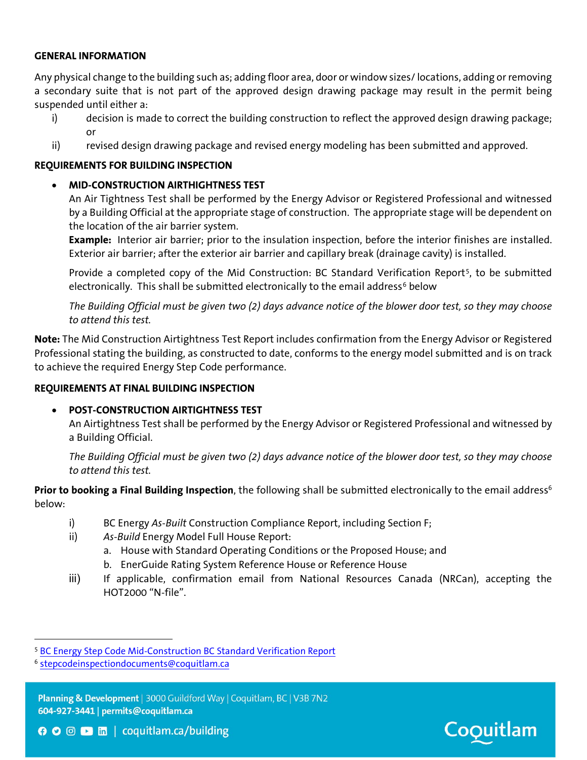**GENERAL INFORMATION**

Any physical change to the building such as; adding floor area, door or window sizes/ locations, adding or removing a secondary suite that is not part of the approved design drawing package may result in the permit being suspended until either a:

i) decision is made to correct the building construction to reflect the approved design drawing package; or

ii) revised design drawing package and revised energy modeling has been submitted and approved.

**REQUIREMENTS FOR BUILDING INSPECTION**

- **MID-CONSTRUCTION AIRTHIGHTNESS TEST**

  An Air Tightness Test shall be performed by the Energy Advisor or Registered Professional and witnessed by a Building Official at the appropriate stage of construction. The appropriate stage will be dependent on the location of the air barrier system.

  **Example:** Interior air barrier; prior to the insulation inspection, before the interior finishes are installed. Exterior air barrier; after the exterior air barrier and capillary break (drainage cavity) is installed.

  Provide a completed copy of the Mid Construction: BC Standard Verification Report[5], to be submitted electronically. This shall be submitted electronically to the email address[6] below

  *The Building Official must be given two (2) days advance notice of the blower door test, so they may choose to attend this test.*

**Note:** The Mid Construction Airtightness Test Report includes confirmation from the Energy Advisor or Registered Professional stating the building, as constructed to date, conforms to the energy model submitted and is on track to achieve the required Energy Step Code performance.

**REQUIREMENTS AT FINAL BUILDING INSPECTION**

- **POST-CONSTRUCTION AIRTIGHTNESS TEST**

  An Airtightness Test shall be performed by the Energy Advisor or Registered Professional and witnessed by a Building Official.

  *The Building Official must be given two (2) days advance notice of the blower door test, so they may choose to attend this test.*

**Prior to booking a Final Building Inspection**, the following shall be submitted electronically to the email address[6] below:

i) BC Energy *As-Built* Construction Compliance Report, including Section F;

ii) *As-Build* Energy Model Full House Report:
   a. House with Standard Operating Conditions or the Proposed House; and
   b. EnerGuide Rating System Reference House or Reference House

iii) If applicable, confirmation email from National Resources Canada (NRCan), accepting the HOT2000 "N-file".

---

[5] BC Energy Step Code Mid-Construction BC Standard Verification Report

[6] stepcodeinspectiondocuments@coquitlam.ca

**Planning & Development** | 3000 Guildford Way | Coquitlam, BC | V3B 7N2
**604-927-3441** | **permits@coquitlam.ca**
coquitlam.ca/building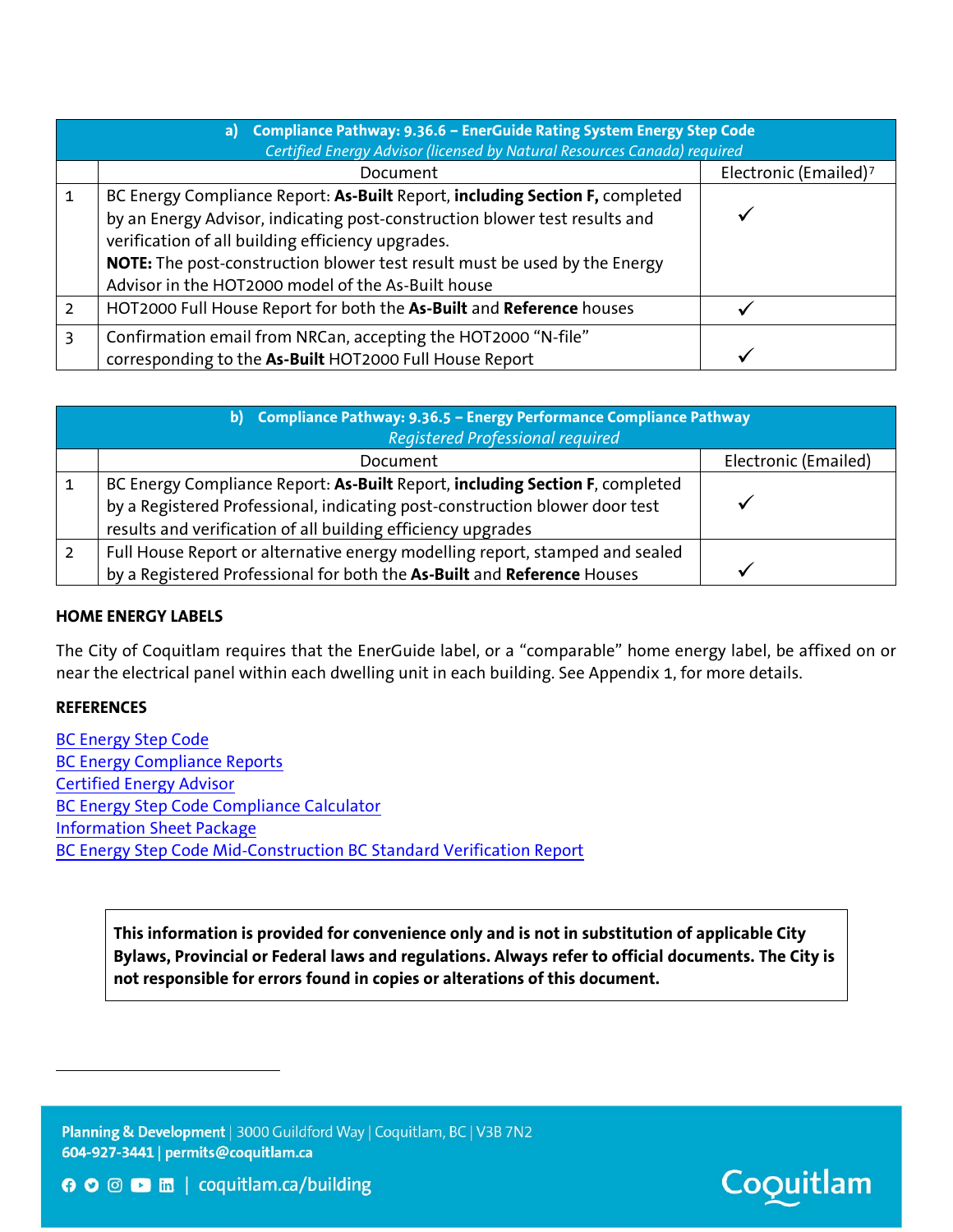| | **a) Compliance Pathway: 9.36.6 – EnerGuide Rating System Energy Step Code** *Certified Energy Advisor (licensed by Natural Resources Canada) required* | |
|---|---|---|
| | Document | Electronic (Emailed)[7] |
| 1 | BC Energy Compliance Report: **As-Built** Report, **including Section F,** completed by an Energy Advisor, indicating post-construction blower test results and verification of all building efficiency upgrades. **NOTE:** The post-construction blower test result must be used by the Energy Advisor in the HOT2000 model of the As-Built house | ✓ |
| 2 | HOT2000 Full House Report for both the **As-Built** and **Reference** houses | ✓ |
| 3 | Confirmation email from NRCan, accepting the HOT2000 “N-file” corresponding to the **As-Built** HOT2000 Full House Report | ✓ |

| | **b) Compliance Pathway: 9.36.5 – Energy Performance Compliance Pathway** *Registered Professional required* | |
|---|---|---|
| | Document | Electronic (Emailed) |
| 1 | BC Energy Compliance Report: **As-Built** Report, **including Section F**, completed by a Registered Professional, indicating post-construction blower door test results and verification of all building efficiency upgrades | ✓ |
| 2 | Full House Report or alternative energy modelling report, stamped and sealed by a Registered Professional for both the **As-Built** and **Reference** Houses | ✓ |

### HOME ENERGY LABELS

The City of Coquitlam requires that the EnerGuide label, or a “comparable” home energy label, be affixed on or near the electrical panel within each dwelling unit in each building. See Appendix 1, for more details.

### REFERENCES

BC Energy Step Code
BC Energy Compliance Reports
Certified Energy Advisor
BC Energy Step Code Compliance Calculator
Information Sheet Package
BC Energy Step Code Mid-Construction BC Standard Verification Report

**This information is provided for convenience only and is not in substitution of applicable City Bylaws, Provincial or Federal laws and regulations. Always refer to official documents. The City is not responsible for errors found in copies or alterations of this document.**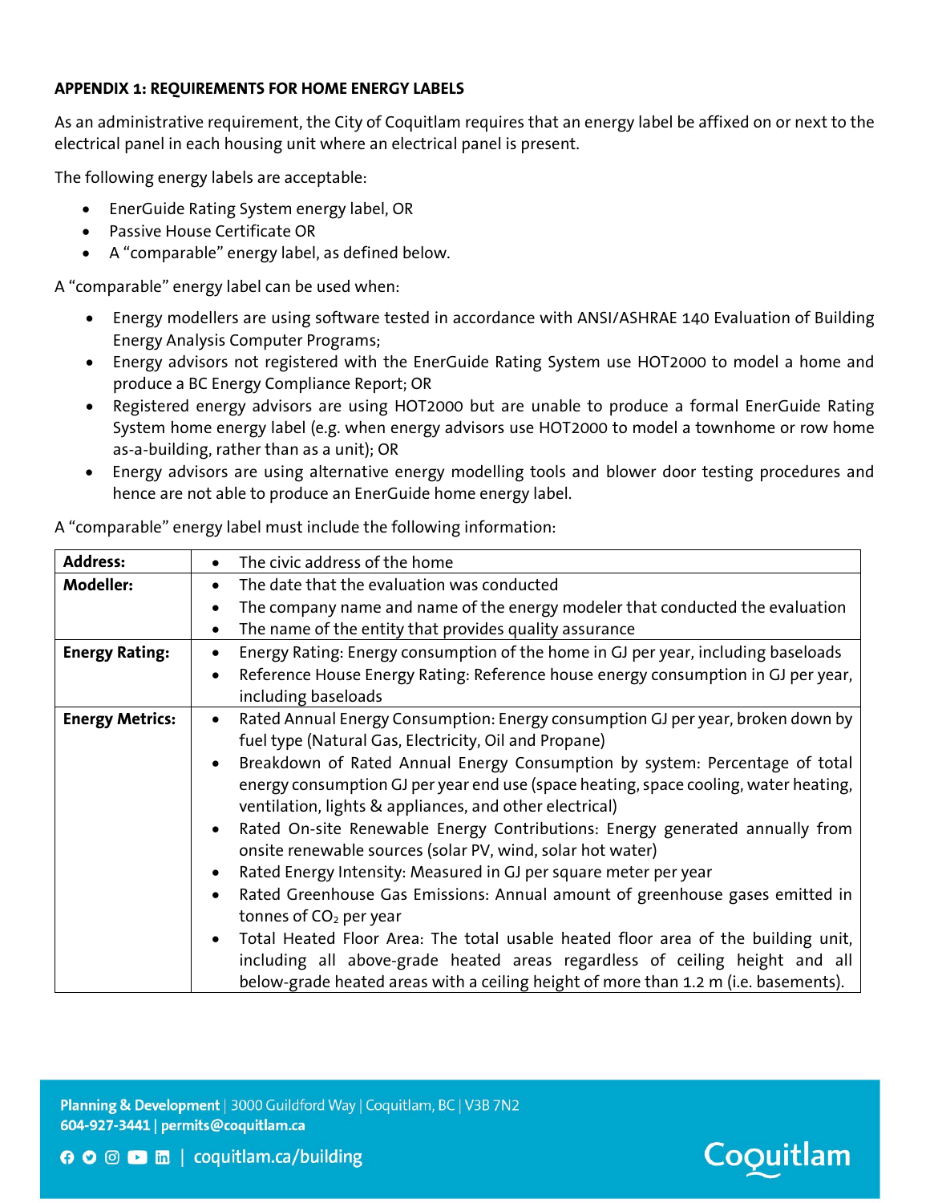## APPENDIX 1: REQUIREMENTS FOR HOME ENERGY LABELS

As an administrative requirement, the City of Coquitlam requires that an energy label be affixed on or next to the electrical panel in each housing unit where an electrical panel is present.

The following energy labels are acceptable:

- EnerGuide Rating System energy label, OR
- Passive House Certificate OR
- A "comparable" energy label, as defined below.

A "comparable" energy label can be used when:

- Energy modellers are using software tested in accordance with ANSI/ASHRAE 140 Evaluation of Building Energy Analysis Computer Programs;
- Energy advisors not registered with the EnerGuide Rating System use HOT2000 to model a home and produce a BC Energy Compliance Report; OR
- Registered energy advisors are using HOT2000 but are unable to produce a formal EnerGuide Rating System home energy label (e.g. when energy advisors use HOT2000 to model a townhome or row home as-a-building, rather than as a unit); OR
- Energy advisors are using alternative energy modelling tools and blower door testing procedures and hence are not able to produce an EnerGuide home energy label.

A "comparable" energy label must include the following information:

| | |
|---|---|
| **Address:** | • The civic address of the home |
| **Modeller:** | • The date that the evaluation was conducted<br>• The company name and name of the energy modeler that conducted the evaluation<br>• The name of the entity that provides quality assurance |
| **Energy Rating:** | • Energy Rating: Energy consumption of the home in GJ per year, including baseloads<br>• Reference House Energy Rating: Reference house energy consumption in GJ per year, including baseloads |
| **Energy Metrics:** | • Rated Annual Energy Consumption: Energy consumption GJ per year, broken down by fuel type (Natural Gas, Electricity, Oil and Propane)<br>• Breakdown of Rated Annual Energy Consumption by system: Percentage of total energy consumption GJ per year end use (space heating, space cooling, water heating, ventilation, lights & appliances, and other electrical)<br>• Rated On-site Renewable Energy Contributions: Energy generated annually from onsite renewable sources (solar PV, wind, solar hot water)<br>• Rated Energy Intensity: Measured in GJ per square meter per year<br>• Rated Greenhouse Gas Emissions: Annual amount of greenhouse gases emitted in tonnes of $CO_2$ per year<br>• Total Heated Floor Area: The total usable heated floor area of the building unit, including all above-grade heated areas regardless of ceiling height and all below-grade heated areas with a ceiling height of more than 1.2 m (i.e. basements). |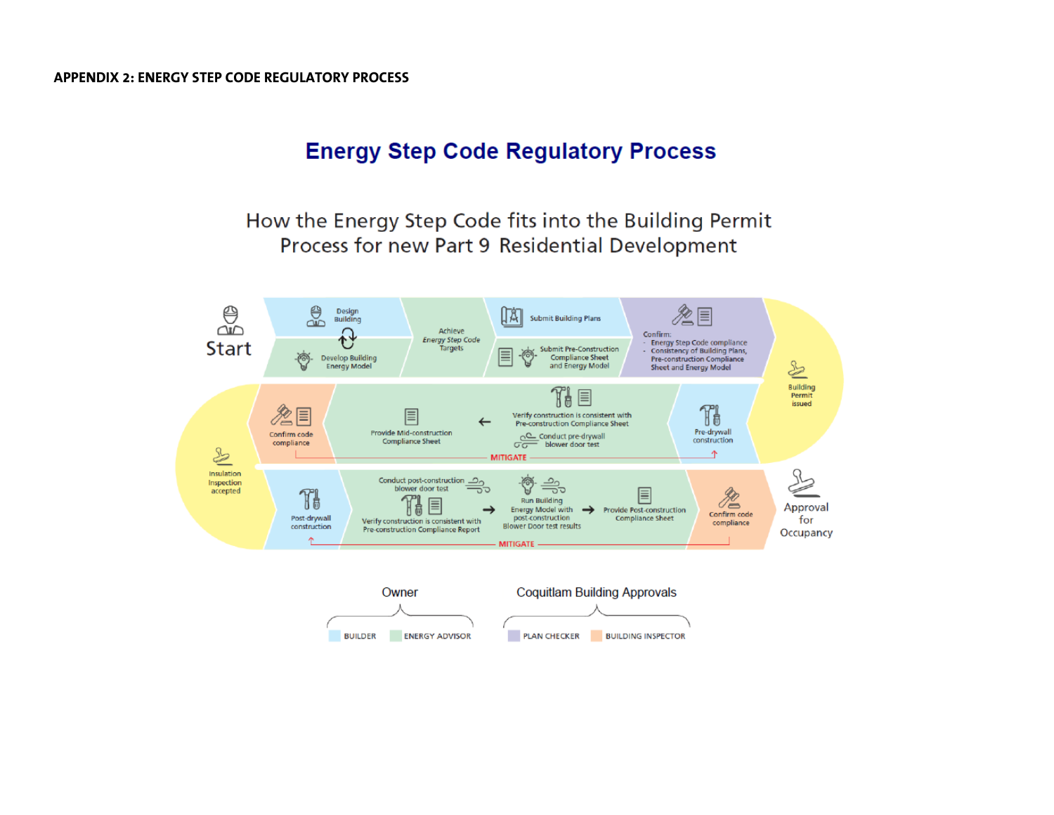**APPENDIX 2: ENERGY STEP CODE REGULATORY PROCESS**

## Energy Step Code Regulatory Process

How the Energy Step Code fits into the Building Permit Process for new Part 9 Residential Development

Start

- Design Building
- Develop Building Energy Model
- Achieve *Energy Step Code* Targets
- Submit Building Plans
- Submit Pre-Construction Compliance Sheet and Energy Model
- Confirm:
  - Energy Step Code compliance
  - Consistency of Building Plans, Pre-construction Compliance Sheet and Energy Model
- Building Permit issued
- Pre-drywall construction
- Verify construction is consistent with Pre-construction Compliance Sheet
- Conduct pre-drywall blower door test
- MITIGATE
- Provide Mid-construction Compliance Sheet
- Confirm code compliance
- Insulation Inspection accepted
- Post-drywall construction
- Conduct post-construction blower door test
- Verify construction is consistent with Pre-construction Compliance Report
- Run Building Energy Model with post-construction Blower Door test results
- Provide Post-construction Compliance Sheet
- Confirm code compliance
- MITIGATE
- Approval for Occupancy

Owner: BUILDER, ENERGY ADVISOR

Coquitlam Building Approvals: PLAN CHECKER, BUILDING INSPECTOR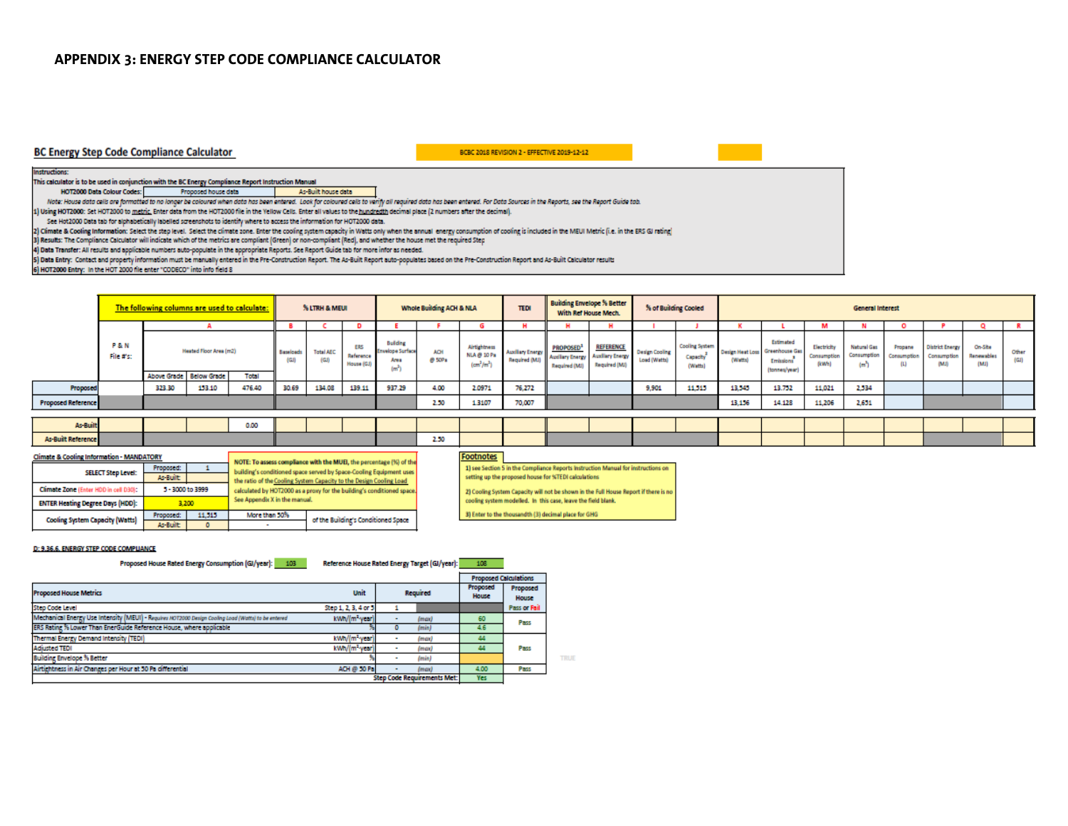# APPENDIX 3: ENERGY STEP CODE COMPLIANCE CALCULATOR

## BC Energy Step Code Compliance Calculator

BCBC 2018 REVISION 2 - EFFECTIVE 2019-12-12

**Instructions:**

This calculator is to be used in conjunction with the BC Energy Compliance Report Instruction Manual

HOT2000 Data Colour Codes: Proposed house data | As-Built house data

*Note: House data cells are formatted to no longer be coloured when data has been entered. Look for coloured cells to verify all required data has been entered. For Data Sources in the Reports, see the Report Guide tab.*

1) Using HOT2000: Set HOT2000 to metric. Enter data from the HOT2000 file in the Yellow Cells. Enter all values to the hundredth decimal place (2 numbers after the decimal).
   See Hot2000 Data tab for alphabetically labelled screenshots to identify where to access the information for HOT2000 data.

2) Climate & Cooling Information: Select the step level. Select the climate zone. Enter the cooling system capacity in Watts only when the annual energy consumption of cooling is included in the MEUI Metric (i.e. in the ERS GJ rating)

3) Results: The Compliance Calculator will indicate which of the metrics are compliant (Green) or non-compliant (Red), and whether the house met the required Step

4) Data Transfer: All results and applicable numbers auto-populate in the appropriate Reports. See Report Guide tab for more infor as needed.

5) Data Entry: Contact and property information must be manually entered in the Pre-Construction Report. The As-Built Report auto-populates based on the Pre-Construction Report and As-Built Calculator results

6) HOT2000 Entry: In the HOT 2000 file enter "CODECO" into info field 8

| The following columns are used to calculate: | | | | | % LTRH & MEUI | | | Whole Building ACH & NLA | | | TEDI | Building Envelope % Better With Ref House Mech. | | % of Building Cooled | | General Interest | | | | | | | | |
|---|---|---|---|---|---|---|---|---|---|---|---|---|---|---|---|---|---|---|---|---|---|---|---|---|
| | | A | | | B | C | D | E | F | G | H | H | H | I | J | K | L | M | N | O | P | Q | R |
| | P & N File #'s: | Heated Floor Area (m2) Above Grade | Below Grade | Total | Baseloads (GJ) | Total AEC (GJ) | ERS Reference House (GJ) | Building Envelope Surface Area (m²) | ACH @ 50Pa | Airtightness NLA @ 10 Pa (cm²/m²) | Auxiliary Energy Required (MJ) | PROPOSED[1] Auxiliary Energy Required (MJ) | REFERENCE Auxiliary Energy Required (MJ) | Design Cooling Load (Watts) | Cooling System Capacity[2] (Watts) | Design Heat Loss (Watts) | Estimated Greenhouse Gas Emissions[3] (tonnes/year) | Electricity Consumption (kWh) | Natural Gas Consumption (m³) | Propane Consumption (L) | District Energy Consumption (MJ) | On-Site Renewables (MJ) | Other (GJ) |
| Proposed | | 323.30 | 153.10 | 476.40 | 30.69 | 134.08 | 139.11 | 937.29 | 4.00 | 2.0971 | 76,272 | | | 9,901 | 11,515 | 13,545 | 13.752 | 11,021 | 2,534 | | | | |
| Proposed Reference | | | | | | | | | 2.50 | 1.3107 | 70,007 | | | | | 13,156 | 14.128 | 11,206 | 2,651 | | | | |
| As-Built | | | | 0.00 | | | | | | | | | | | | | | | | | | | |
| As-Built Reference | | | | | | | | | 2.50 | | | | | | | | | | | | | | |

**Climate & Cooling Information - MANDATORY**

| | | |
|---|---|---|
| SELECT Step Level: | Proposed: | 1 |
| | As-Built: | |
| Climate Zone (Enter HDD in cell D30): | 5 - 3000 to 3999 | |
| ENTER Heating Degree Days (HDD): | 3,200 | |
| Cooling System Capacity (Watts) | Proposed: 11,515 | More than 50% of the Building's Conditioned Space |
| | As-Built: 0 | - |

NOTE: To assess compliance with the MEUI, the percentage (%) of the building's conditioned space served by Space-Cooling Equipment uses the ratio of the Cooling System Capacity to the Design Cooling Load calculated by HOT2000 as a proxy for the building's conditioned space. See Appendix X in the manual.

**Footnotes**

1) see Section 5 in the Compliance Reports Instruction Manual for instructions on setting up the proposed house for %TEDI calculations

2) Cooling System Capacity will not be shown in the Full House Report if there is no cooling system modelled. In this case, leave the field blank.

3) Enter to the thousandth (3) decimal place for GHG

**D: 9.36.6. ENERGY STEP CODE COMPLIANCE**

Proposed House Rated Energy Consumption (GJ/year): 103 &nbsp;&nbsp; Reference House Rated Energy Target (GJ/year): 108

| Proposed House Metrics | Unit | Required | | Proposed Calculations: Proposed House | Proposed House Pass or Fail |
|---|---|---|---|---|---|
| Step Code Level | Step 1, 2, 3, 4 or 5 | 1 | | | |
| Mechanical Energy Use Intensity (MEUI) - *Requires HOT2000 Design Cooling Load (Watts) to be entered* | kWh/(m²·year) | - | (max) | 60 | Pass |
| ERS Rating % Lower Than EnerGuide Reference House, where applicable | % | 0 | (min) | 4.6 | |
| Thermal Energy Demand Intensity (TEDI) | kWh/(m²·year) | - | (max) | 44 | |
| Adjusted TEDI | kWh/(m²·year) | - | (max) | 44 | Pass |
| Building Envelope % Better | % | - | (min) | | |
| Airtightness in Air Changes per Hour at 50 Pa differential | ACH @ 50 Pa | - | (max) | 4.00 | Pass |
| | | Step Code Requirements Met: | | Yes | |

TRUE